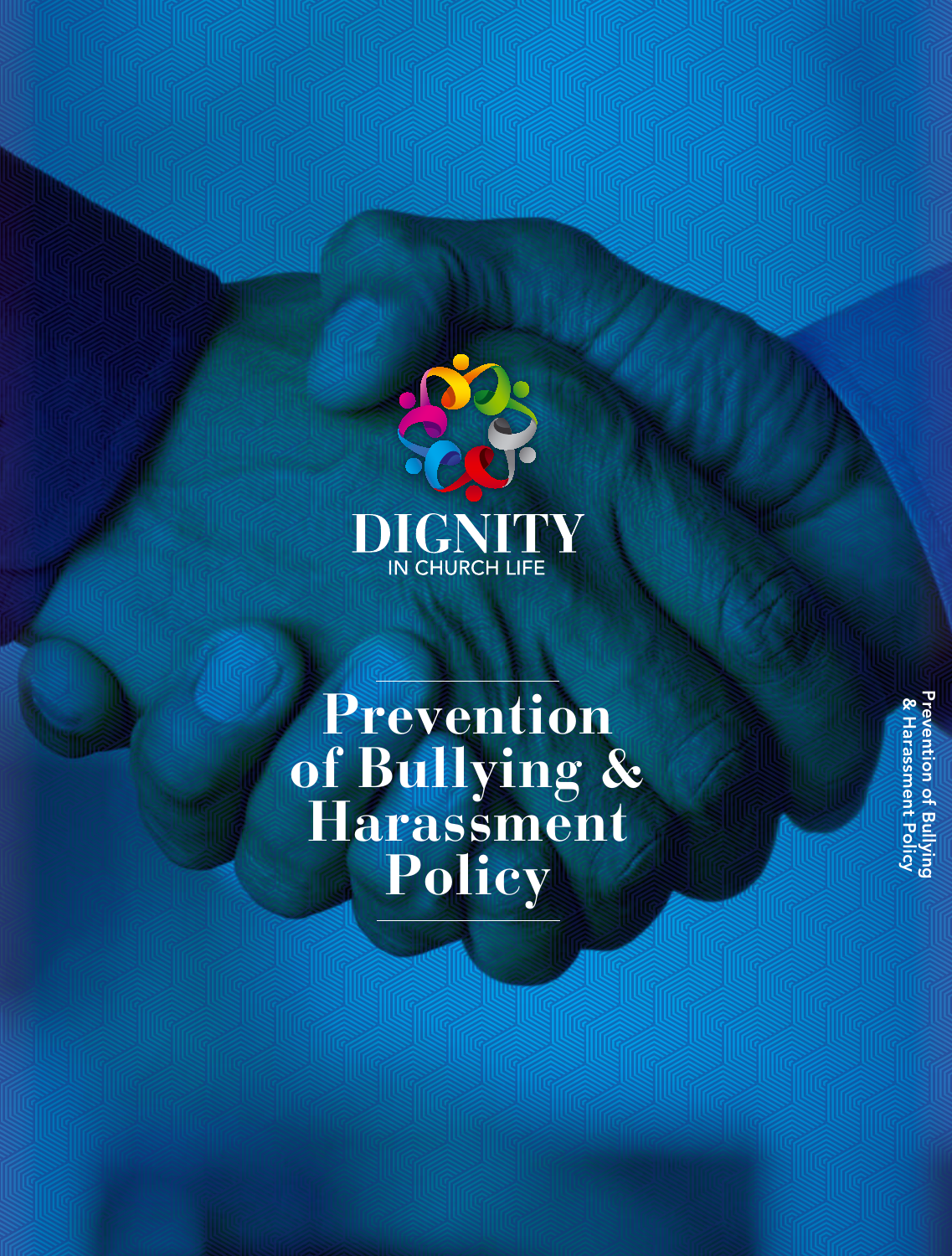DIGNITY

IN CHURCH LIFE

# Prevention of Bullying & Harassment Policy

Prevention of Bullying & Harassment Policy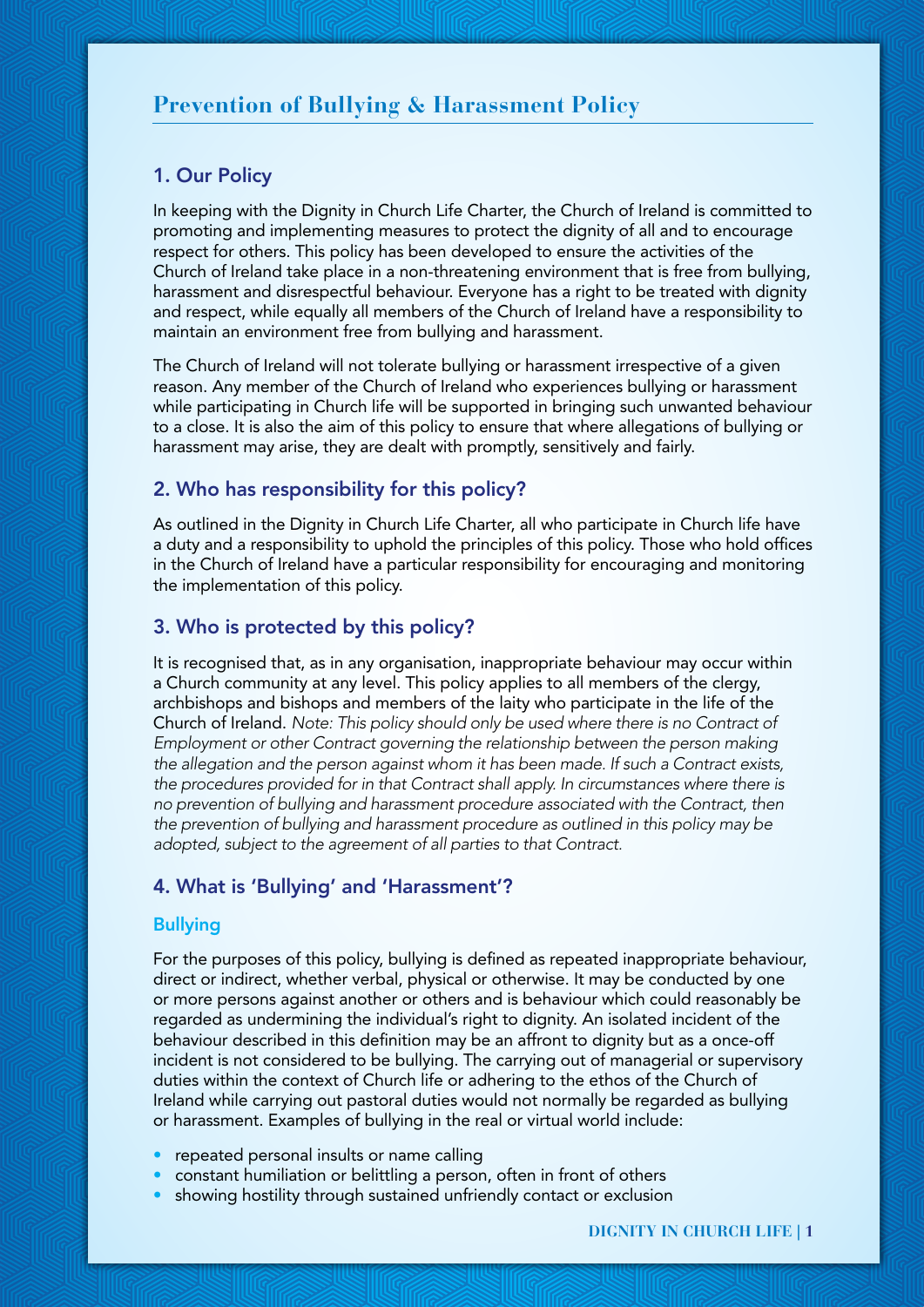## Prevention of Bullying & Harassment Policy

### 1. Our Policy

In keeping with the Dignity in Church Life Charter, the Church of Ireland is committed to promoting and implementing measures to protect the dignity of all and to encourage respect for others. This policy has been developed to ensure the activities of the Church of Ireland take place in a non-threatening environment that is free from bullying, harassment and disrespectful behaviour. Everyone has a right to be treated with dignity and respect, while equally all members of the Church of Ireland have a responsibility to maintain an environment free from bullying and harassment.

The Church of Ireland will not tolerate bullying or harassment irrespective of a given reason. Any member of the Church of Ireland who experiences bullying or harassment while participating in Church life will be supported in bringing such unwanted behaviour to a close. It is also the aim of this policy to ensure that where allegations of bullying or harassment may arise, they are dealt with promptly, sensitively and fairly.

### 2. Who has responsibility for this policy?

As outlined in the Dignity in Church Life Charter, all who participate in Church life have a duty and a responsibility to uphold the principles of this policy. Those who hold offices in the Church of Ireland have a particular responsibility for encouraging and monitoring the implementation of this policy.

### 3. Who is protected by this policy?

It is recognised that, as in any organisation, inappropriate behaviour may occur within a Church community at any level. This policy applies to all members of the clergy, archbishops and bishops and members of the laity who participate in the life of the Church of Ireland. *Note: This policy should only be used where there is no Contract of Employment or other Contract governing the relationship between the person making the allegation and the person against whom it has been made. If such a Contract exists, the procedures provided for in that Contract shall apply. In circumstances where there is no prevention of bullying and harassment procedure associated with the Contract, then the prevention of bullying and harassment procedure as outlined in this policy may be adopted, subject to the agreement of all parties to that Contract.*

### 4. What is 'Bullying' and 'Harassment'?

#### Bullying

For the purposes of this policy, bullying is defined as repeated inappropriate behaviour, direct or indirect, whether verbal, physical or otherwise. It may be conducted by one or more persons against another or others and is behaviour which could reasonably be regarded as undermining the individual's right to dignity. An isolated incident of the behaviour described in this definition may be an affront to dignity but as a once-off incident is not considered to be bullying. The carrying out of managerial or supervisory duties within the context of Church life or adhering to the ethos of the Church of Ireland while carrying out pastoral duties would not normally be regarded as bullying or harassment. Examples of bullying in the real or virtual world include:

- repeated personal insults or name calling
- constant humiliation or belittling a person, often in front of others
- showing hostility through sustained unfriendly contact or exclusion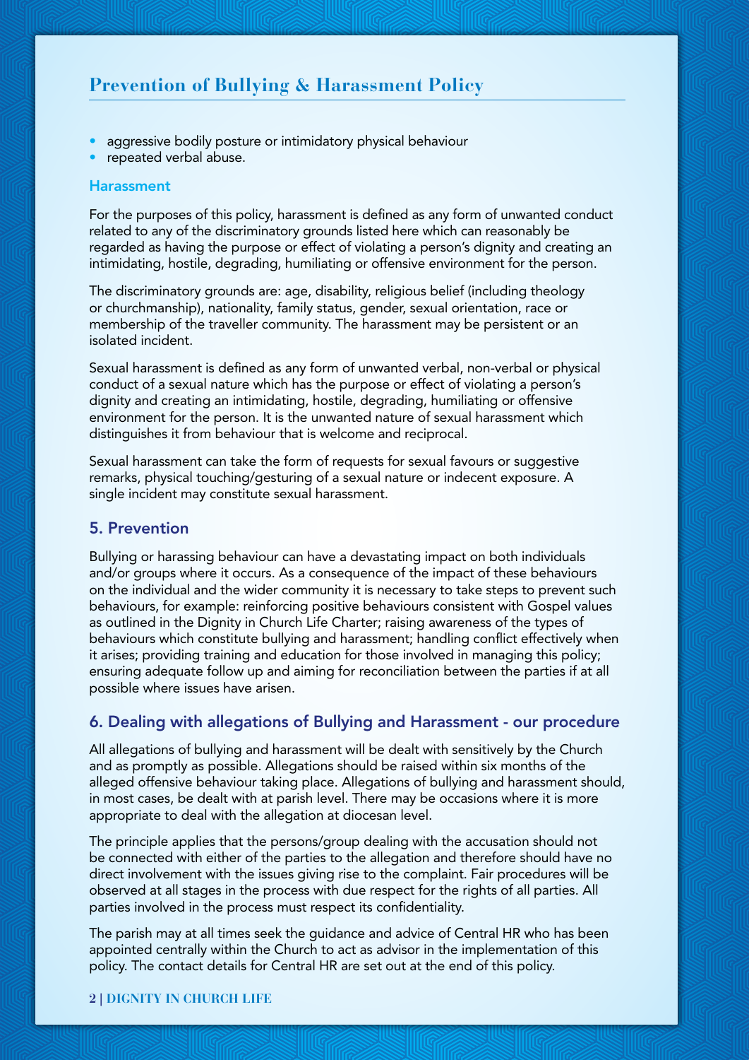## Prevention of Bullying & Harassment Policy

- aggressive bodily posture or intimidatory physical behaviour
- repeated verbal abuse.

### Harassment

For the purposes of this policy, harassment is defined as any form of unwanted conduct related to any of the discriminatory grounds listed here which can reasonably be regarded as having the purpose or effect of violating a person's dignity and creating an intimidating, hostile, degrading, humiliating or offensive environment for the person.

The discriminatory grounds are: age, disability, religious belief (including theology or churchmanship), nationality, family status, gender, sexual orientation, race or membership of the traveller community. The harassment may be persistent or an isolated incident.

Sexual harassment is defined as any form of unwanted verbal, non-verbal or physical conduct of a sexual nature which has the purpose or effect of violating a person's dignity and creating an intimidating, hostile, degrading, humiliating or offensive environment for the person. It is the unwanted nature of sexual harassment which distinguishes it from behaviour that is welcome and reciprocal.

Sexual harassment can take the form of requests for sexual favours or suggestive remarks, physical touching/gesturing of a sexual nature or indecent exposure. A single incident may constitute sexual harassment.

### 5. Prevention

Bullying or harassing behaviour can have a devastating impact on both individuals and/or groups where it occurs. As a consequence of the impact of these behaviours on the individual and the wider community it is necessary to take steps to prevent such behaviours, for example: reinforcing positive behaviours consistent with Gospel values as outlined in the Dignity in Church Life Charter; raising awareness of the types of behaviours which constitute bullying and harassment; handling conflict effectively when it arises; providing training and education for those involved in managing this policy; ensuring adequate follow up and aiming for reconciliation between the parties if at all possible where issues have arisen.

### 6. Dealing with allegations of Bullying and Harassment - our procedure

All allegations of bullying and harassment will be dealt with sensitively by the Church and as promptly as possible. Allegations should be raised within six months of the alleged offensive behaviour taking place. Allegations of bullying and harassment should, in most cases, be dealt with at parish level. There may be occasions where it is more appropriate to deal with the allegation at diocesan level.

The principle applies that the persons/group dealing with the accusation should not be connected with either of the parties to the allegation and therefore should have no direct involvement with the issues giving rise to the complaint. Fair procedures will be observed at all stages in the process with due respect for the rights of all parties. All parties involved in the process must respect its confidentiality.

The parish may at all times seek the guidance and advice of Central HR who has been appointed centrally within the Church to act as advisor in the implementation of this policy. The contact details for Central HR are set out at the end of this policy.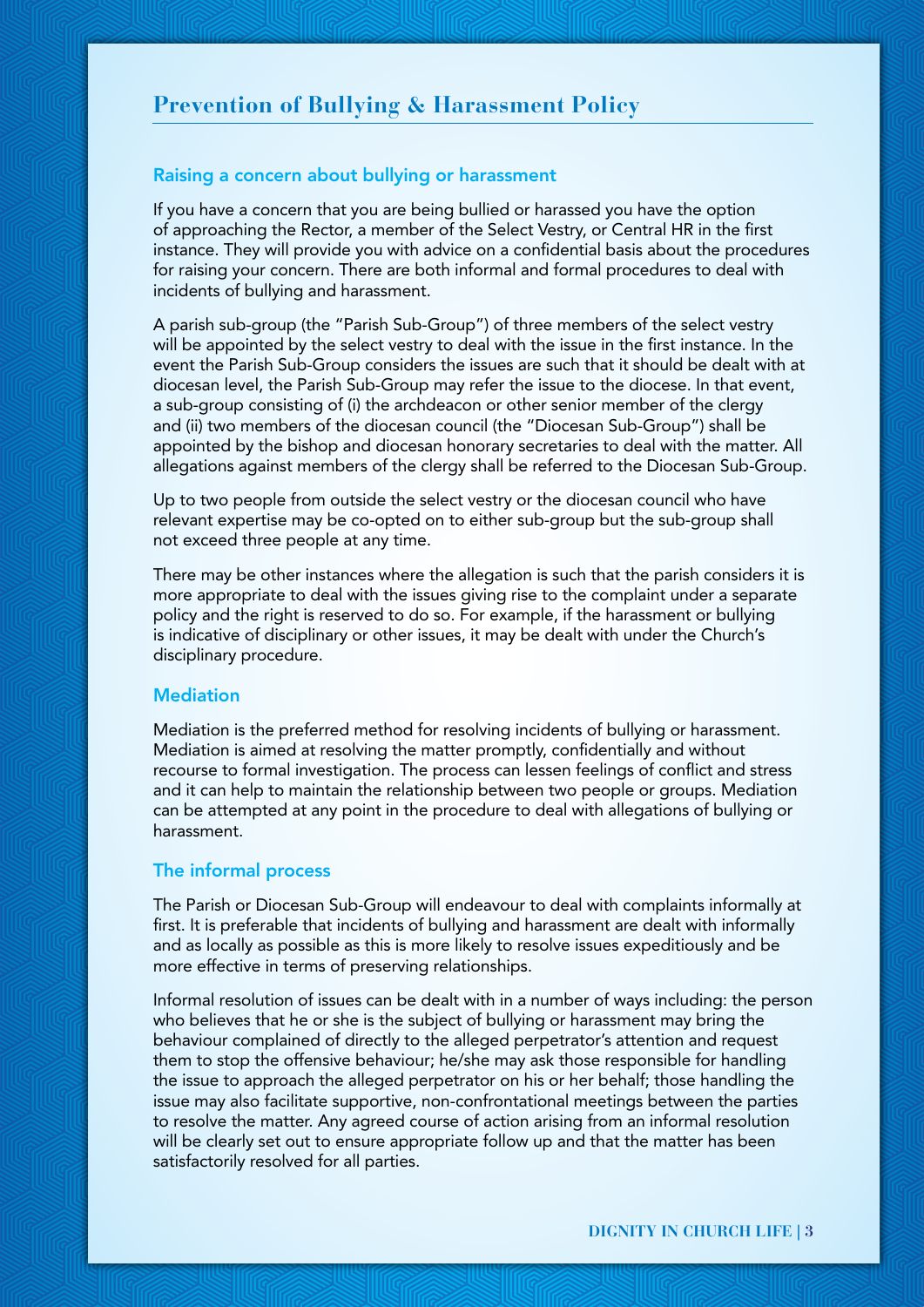# Prevention of Bullying & Harassment Policy

## Raising a concern about bullying or harassment

If you have a concern that you are being bullied or harassed you have the option of approaching the Rector, a member of the Select Vestry, or Central HR in the first instance. They will provide you with advice on a confidential basis about the procedures for raising your concern. There are both informal and formal procedures to deal with incidents of bullying and harassment.

A parish sub-group (the "Parish Sub-Group") of three members of the select vestry will be appointed by the select vestry to deal with the issue in the first instance. In the event the Parish Sub-Group considers the issues are such that it should be dealt with at diocesan level, the Parish Sub-Group may refer the issue to the diocese. In that event, a sub-group consisting of (i) the archdeacon or other senior member of the clergy and (ii) two members of the diocesan council (the "Diocesan Sub-Group") shall be appointed by the bishop and diocesan honorary secretaries to deal with the matter. All allegations against members of the clergy shall be referred to the Diocesan Sub-Group.

Up to two people from outside the select vestry or the diocesan council who have relevant expertise may be co-opted on to either sub-group but the sub-group shall not exceed three people at any time.

There may be other instances where the allegation is such that the parish considers it is more appropriate to deal with the issues giving rise to the complaint under a separate policy and the right is reserved to do so. For example, if the harassment or bullying is indicative of disciplinary or other issues, it may be dealt with under the Church's disciplinary procedure.

## Mediation

Mediation is the preferred method for resolving incidents of bullying or harassment. Mediation is aimed at resolving the matter promptly, confidentially and without recourse to formal investigation. The process can lessen feelings of conflict and stress and it can help to maintain the relationship between two people or groups. Mediation can be attempted at any point in the procedure to deal with allegations of bullying or harassment.

## The informal process

The Parish or Diocesan Sub-Group will endeavour to deal with complaints informally at first. It is preferable that incidents of bullying and harassment are dealt with informally and as locally as possible as this is more likely to resolve issues expeditiously and be more effective in terms of preserving relationships.

Informal resolution of issues can be dealt with in a number of ways including: the person who believes that he or she is the subject of bullying or harassment may bring the behaviour complained of directly to the alleged perpetrator's attention and request them to stop the offensive behaviour; he/she may ask those responsible for handling the issue to approach the alleged perpetrator on his or her behalf; those handling the issue may also facilitate supportive, non-confrontational meetings between the parties to resolve the matter. Any agreed course of action arising from an informal resolution will be clearly set out to ensure appropriate follow up and that the matter has been satisfactorily resolved for all parties.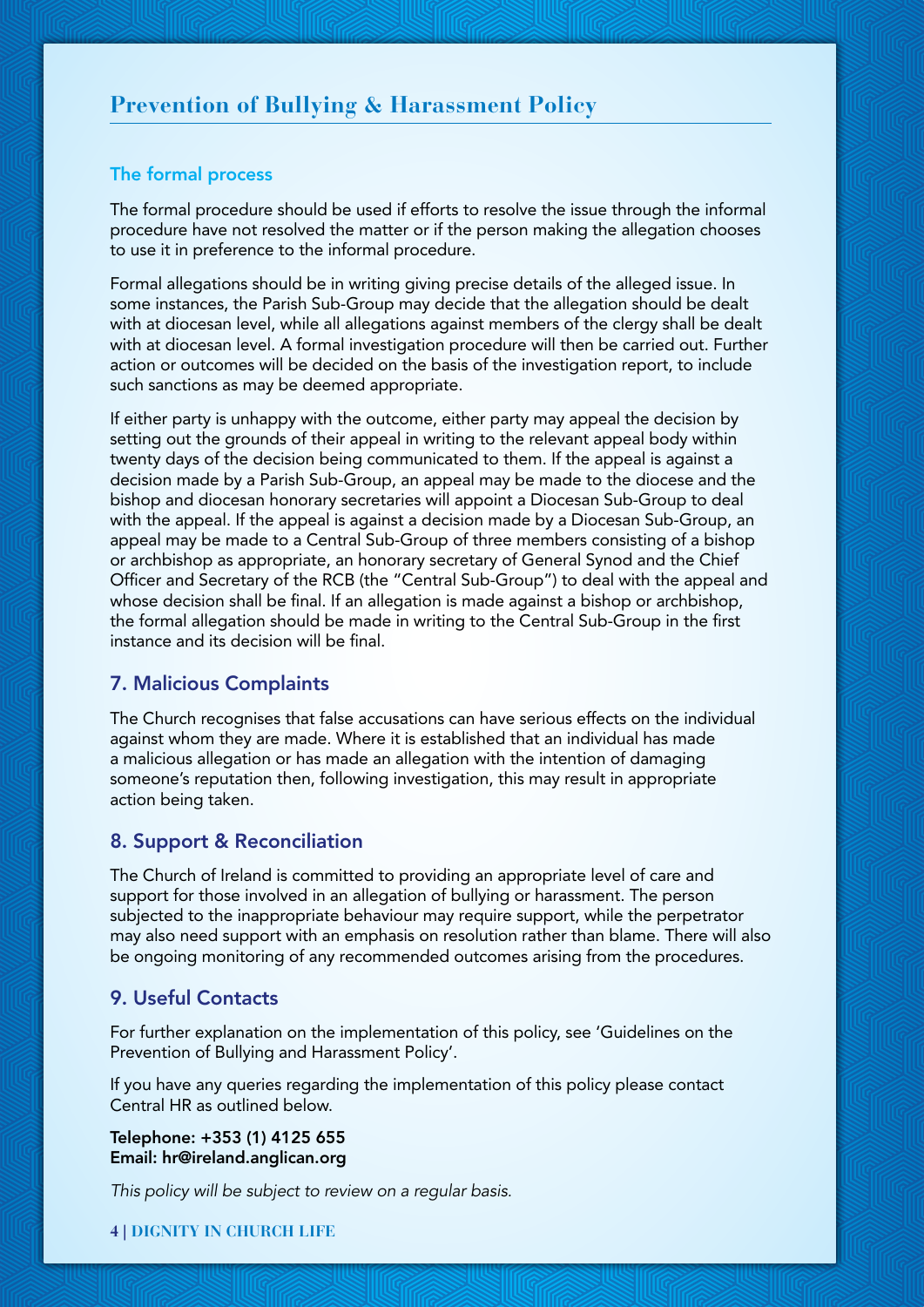## Prevention of Bullying & Harassment Policy

### The formal process

The formal procedure should be used if efforts to resolve the issue through the informal procedure have not resolved the matter or if the person making the allegation chooses to use it in preference to the informal procedure.

Formal allegations should be in writing giving precise details of the alleged issue. In some instances, the Parish Sub-Group may decide that the allegation should be dealt with at diocesan level, while all allegations against members of the clergy shall be dealt with at diocesan level. A formal investigation procedure will then be carried out. Further action or outcomes will be decided on the basis of the investigation report, to include such sanctions as may be deemed appropriate.

If either party is unhappy with the outcome, either party may appeal the decision by setting out the grounds of their appeal in writing to the relevant appeal body within twenty days of the decision being communicated to them. If the appeal is against a decision made by a Parish Sub-Group, an appeal may be made to the diocese and the bishop and diocesan honorary secretaries will appoint a Diocesan Sub-Group to deal with the appeal. If the appeal is against a decision made by a Diocesan Sub-Group, an appeal may be made to a Central Sub-Group of three members consisting of a bishop or archbishop as appropriate, an honorary secretary of General Synod and the Chief Officer and Secretary of the RCB (the "Central Sub-Group") to deal with the appeal and whose decision shall be final. If an allegation is made against a bishop or archbishop, the formal allegation should be made in writing to the Central Sub-Group in the first instance and its decision will be final.

### 7. Malicious Complaints

The Church recognises that false accusations can have serious effects on the individual against whom they are made. Where it is established that an individual has made a malicious allegation or has made an allegation with the intention of damaging someone's reputation then, following investigation, this may result in appropriate action being taken.

### 8. Support & Reconciliation

The Church of Ireland is committed to providing an appropriate level of care and support for those involved in an allegation of bullying or harassment. The person subjected to the inappropriate behaviour may require support, while the perpetrator may also need support with an emphasis on resolution rather than blame. There will also be ongoing monitoring of any recommended outcomes arising from the procedures.

### 9. Useful Contacts

For further explanation on the implementation of this policy, see 'Guidelines on the Prevention of Bullying and Harassment Policy'.

If you have any queries regarding the implementation of this policy please contact Central HR as outlined below.

**Telephone: +353 (1) 4125 655**
**Email: hr@ireland.anglican.org**

*This policy will be subject to review on a regular basis.*